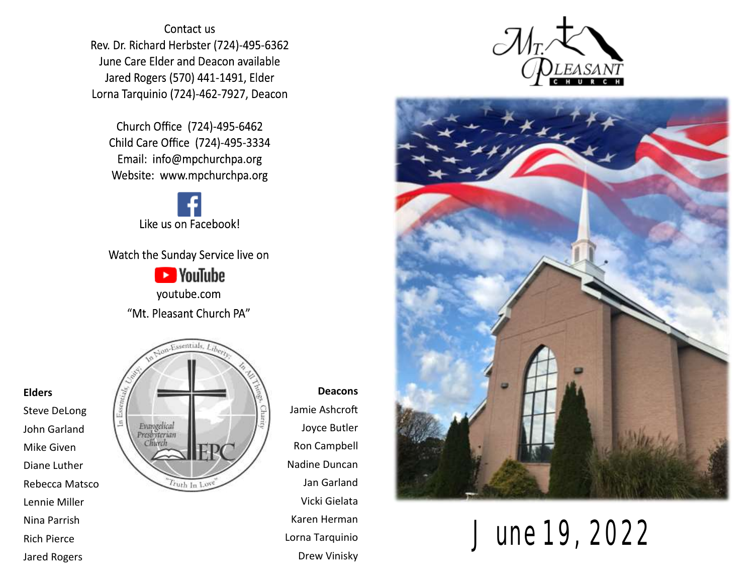Contact us

Rev. Dr. Richard Herbster (724)-495-6362

June Care Elder and Deacon available

Jared Rogers (570) 441-1491, Elder

Lorna Tarquinio (724)-462-7927, Deacon

Church Office (724)-495-6462

Child Care Office (724)-495-3334

Email: info@mpchurchpa.org

Website: www.mpchurchpa.org

Like us on Facebook!

Watch the Sunday Service live on

YouTube

youtube.com

“Mt. Pleasant Church PA”

In Essentials, Unity; In Non-Essentials, Liberty; In All Things, Charity

Evangelical Presbyterian Church

EPC

"Truth In Love"

**Elders**

Steve DeLong
John Garland
Mike Given
Diane Luther
Rebecca Matsco
Lennie Miller
Nina Parrish
Rich Pierce
Jared Rogers

**Deacons**

Jamie Ashcroft
Joyce Butler
Ron Campbell
Nadine Duncan
Jan Garland
Vicki Gielata
Karen Herman
Lorna Tarquinio
Drew Vinisky

Mt. Pleasant Church

# June 19, 2022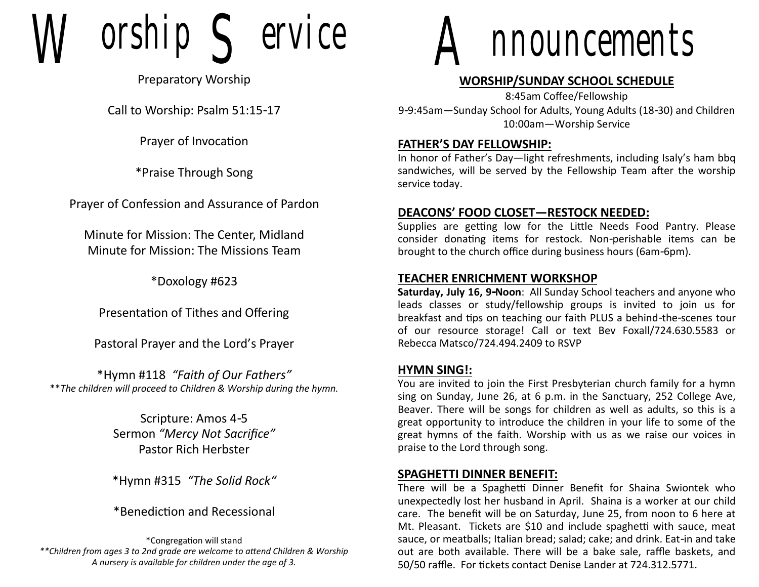# Worship Service

Preparatory Worship

Call to Worship: Psalm 51:15-17

Prayer of Invocation

*Praise Through Song

Prayer of Confession and Assurance of Pardon

Minute for Mission: The Center, Midland
Minute for Mission: The Missions Team

*Doxology #623

Presentation of Tithes and Offering

Pastoral Prayer and the Lord's Prayer

*Hymn #118 *"Faith of Our Fathers"*
***The children will proceed to Children & Worship during the hymn.*

Scripture: Amos 4-5
Sermon *"Mercy Not Sacrifice"*
Pastor Rich Herbster

*Hymn #315 *"The Solid Rock"*

*Benediction and Recessional

*Congregation will stand
***Children from ages 3 to 2nd grade are welcome to attend Children & Worship*
*A nursery is available for children under the age of 3.*

# Announcements

## WORSHIP/SUNDAY SCHOOL SCHEDULE

8:45am Coffee/Fellowship
9-9:45am—Sunday School for Adults, Young Adults (18-30) and Children
10:00am—Worship Service

## FATHER'S DAY FELLOWSHIP:

In honor of Father's Day—light refreshments, including Isaly's ham bbq sandwiches, will be served by the Fellowship Team after the worship service today.

## DEACONS' FOOD CLOSET—RESTOCK NEEDED:

Supplies are getting low for the Little Needs Food Pantry. Please consider donating items for restock. Non-perishable items can be brought to the church office during business hours (6am-6pm).

## TEACHER ENRICHMENT WORKSHOP

**Saturday, July 16, 9-Noon**: All Sunday School teachers and anyone who leads classes or study/fellowship groups is invited to join us for breakfast and tips on teaching our faith PLUS a behind-the-scenes tour of our resource storage! Call or text Bev Foxall/724.630.5583 or Rebecca Matsco/724.494.2409 to RSVP

## HYMN SING!:

You are invited to join the First Presbyterian church family for a hymn sing on Sunday, June 26, at 6 p.m. in the Sanctuary, 252 College Ave, Beaver. There will be songs for children as well as adults, so this is a great opportunity to introduce the children in your life to some of the great hymns of the faith. Worship with us as we raise our voices in praise to the Lord through song.

## SPAGHETTI DINNER BENEFIT:

There will be a Spaghetti Dinner Benefit for Shaina Swiontek who unexpectedly lost her husband in April. Shaina is a worker at our child care. The benefit will be on Saturday, June 25, from noon to 6 here at Mt. Pleasant. Tickets are $10 and include spaghetti with sauce, meat sauce, or meatballs; Italian bread; salad; cake; and drink. Eat-in and take out are both available. There will be a bake sale, raffle baskets, and 50/50 raffle. For tickets contact Denise Lander at 724.312.5771.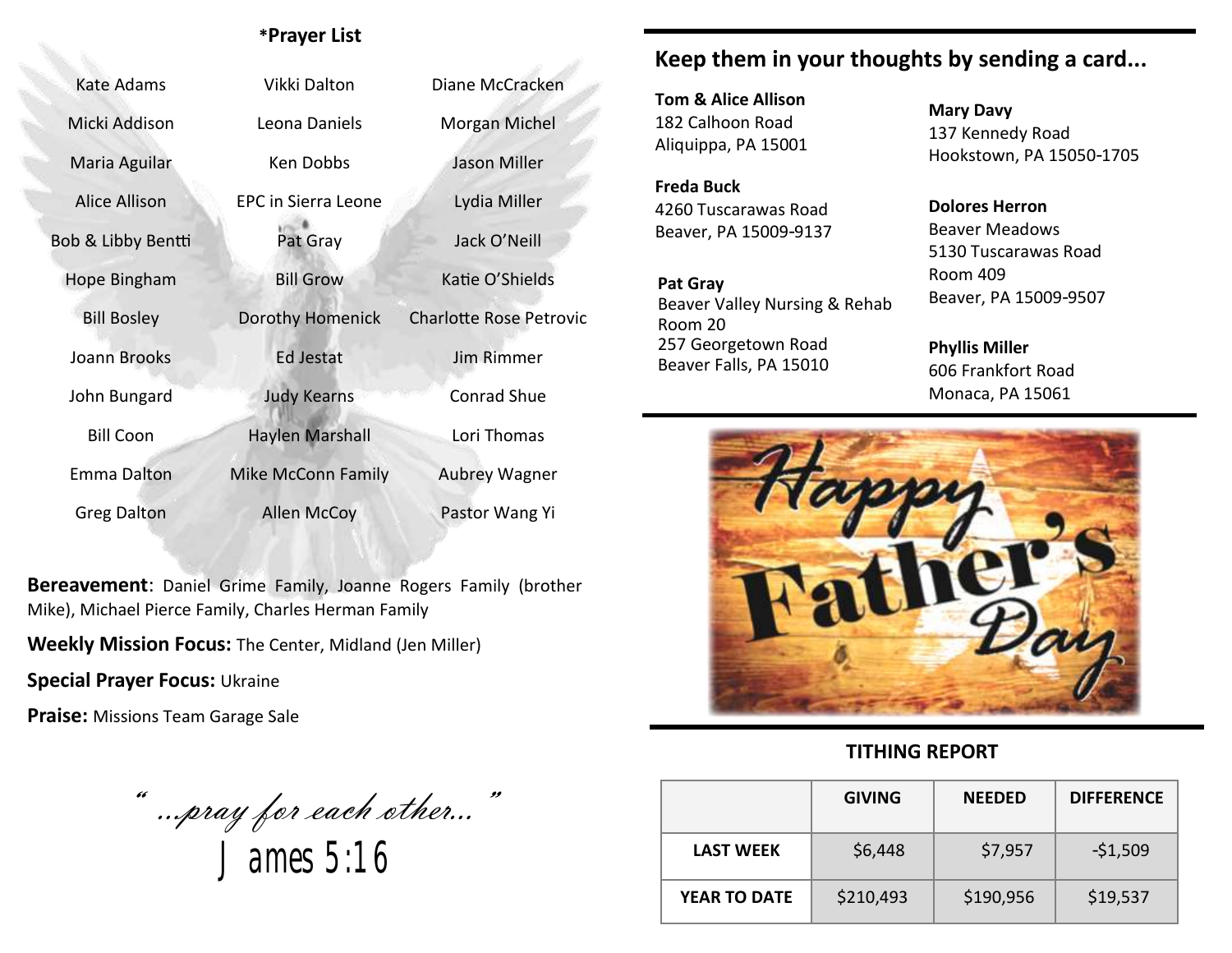## *Prayer List

| | | |
|---|---|---|
| Kate Adams | Vikki Dalton | Diane McCracken |
| Micki Addison | Leona Daniels | Morgan Michel |
| Maria Aguilar | Ken Dobbs | Jason Miller |
| Alice Allison | EPC in Sierra Leone | Lydia Miller |
| Bob & Libby Bentti | Pat Gray | Jack O'Neill |
| Hope Bingham | Bill Grow | Katie O'Shields |
| Bill Bosley | Dorothy Homenick | Charlotte Rose Petrovic |
| Joann Brooks | Ed Jestat | Jim Rimmer |
| John Bungard | Judy Kearns | Conrad Shue |
| Bill Coon | Haylen Marshall | Lori Thomas |
| Emma Dalton | Mike McConn Family | Aubrey Wagner |
| Greg Dalton | Allen McCoy | Pastor Wang Yi |

**Bereavement**: Daniel Grime Family, Joanne Rogers Family (brother Mike), Michael Pierce Family, Charles Herman Family

**Weekly Mission Focus:** The Center, Midland (Jen Miller)

**Special Prayer Focus:** Ukraine

**Praise:** Missions Team Garage Sale

*" ...pray for each other... "*
James 5:16

## Keep them in your thoughts by sending a card...

**Tom & Alice Allison**
182 Calhoon Road
Aliquippa, PA 15001

**Freda Buck**
4260 Tuscarawas Road
Beaver, PA 15009-9137

**Pat Gray**
Beaver Valley Nursing & Rehab
Room 20
257 Georgetown Road
Beaver Falls, PA 15010

**Mary Davy**
137 Kennedy Road
Hookstown, PA 15050-1705

**Dolores Herron**
Beaver Meadows
5130 Tuscarawas Road
Room 409
Beaver, PA 15009-9507

**Phyllis Miller**
606 Frankfort Road
Monaca, PA 15061

Happy Father's Day

## TITHING REPORT

| | GIVING | NEEDED | DIFFERENCE |
|---|---|---|---|
| LAST WEEK | $6,448 | $7,957 | -$1,509 |
| YEAR TO DATE | $210,493 | $190,956 | $19,537 |